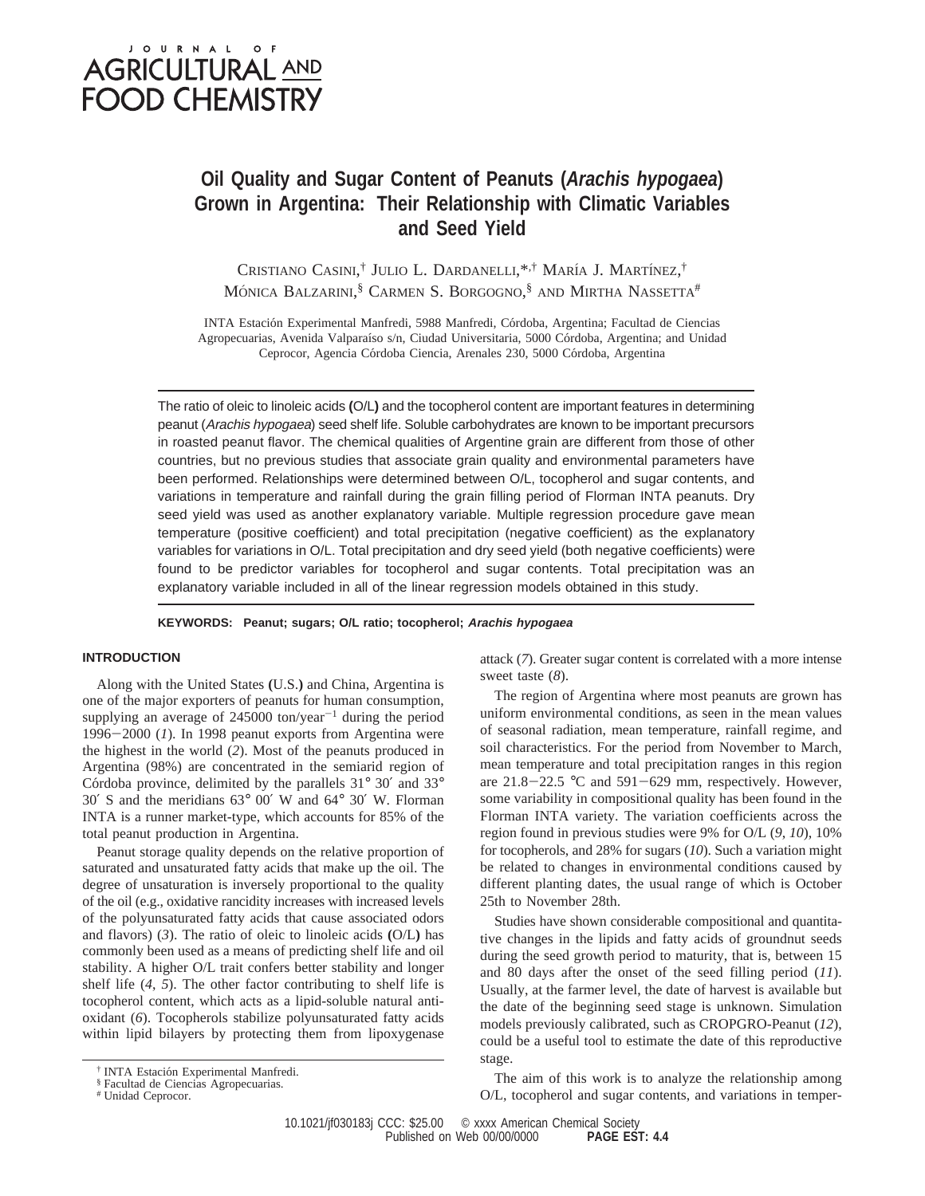# Oil Quality and Sugar Content of Peanuts (*Arachis hypogaea*) Grown in Argentina: Their Relationship with Climatic Variables and Seed Yield

Cristiano Casini,[†] Julio L. Dardanelli,[*,†] María J. Martínez,[†] Mónica Balzarini,[§] Carmen S. Borgogno,[§] and Mirtha Nassetta[#]

INTA Estación Experimental Manfredi, 5988 Manfredi, Córdoba, Argentina; Facultad de Ciencias Agropecuarias, Avenida Valparaíso s/n, Ciudad Universitaria, 5000 Córdoba, Argentina; and Unidad Ceprocor, Agencia Córdoba Ciencia, Arenales 230, 5000 Córdoba, Argentina

The ratio of oleic to linoleic acids **(**O/L**)** and the tocopherol content are important features in determining peanut (*Arachis hypogaea*) seed shelf life. Soluble carbohydrates are known to be important precursors in roasted peanut flavor. The chemical qualities of Argentine grain are different from those of other countries, but no previous studies that associate grain quality and environmental parameters have been performed. Relationships were determined between O/L, tocopherol and sugar contents, and variations in temperature and rainfall during the grain filling period of Florman INTA peanuts. Dry seed yield was used as another explanatory variable. Multiple regression procedure gave mean temperature (positive coefficient) and total precipitation (negative coefficient) as the explanatory variables for variations in O/L. Total precipitation and dry seed yield (both negative coefficients) were found to be predictor variables for tocopherol and sugar contents. Total precipitation was an explanatory variable included in all of the linear regression models obtained in this study.

**KEYWORDS:** **Peanut; sugars; O/L ratio; tocopherol;** ***Arachis hypogaea***

## INTRODUCTION

Along with the United States **(**U.S.**)** and China, Argentina is one of the major exporters of peanuts for human consumption, supplying an average of 245000 ton/year$^{-1}$ during the period 1996−2000 (*1*). In 1998 peanut exports from Argentina were the highest in the world (*2*). Most of the peanuts produced in Argentina (98%) are concentrated in the semiarid region of Córdoba province, delimited by the parallels 31° 30′ and 33° 30′ S and the meridians 63° 00′ W and 64° 30′ W. Florman INTA is a runner market-type, which accounts for 85% of the total peanut production in Argentina.

Peanut storage quality depends on the relative proportion of saturated and unsaturated fatty acids that make up the oil. The degree of unsaturation is inversely proportional to the quality of the oil (e.g., oxidative rancidity increases with increased levels of the polyunsaturated fatty acids that cause associated odors and flavors) (*3*). The ratio of oleic to linoleic acids **(**O/L**)** has commonly been used as a means of predicting shelf life and oil stability. A higher O/L trait confers better stability and longer shelf life (*4*, *5*). The other factor contributing to shelf life is tocopherol content, which acts as a lipid-soluble natural antioxidant (*6*). Tocopherols stabilize polyunsaturated fatty acids within lipid bilayers by protecting them from lipoxygenase attack (*7*). Greater sugar content is correlated with a more intense sweet taste (*8*).

The region of Argentina where most peanuts are grown has uniform environmental conditions, as seen in the mean values of seasonal radiation, mean temperature, rainfall regime, and soil characteristics. For the period from November to March, mean temperature and total precipitation ranges in this region are 21.8−22.5 °C and 591−629 mm, respectively. However, some variability in compositional quality has been found in the Florman INTA variety. The variation coefficients across the region found in previous studies were 9% for O/L (*9*, *10*), 10% for tocopherols, and 28% for sugars (*10*). Such a variation might be related to changes in environmental conditions caused by different planting dates, the usual range of which is October 25th to November 28th.

Studies have shown considerable compositional and quantitative changes in the lipids and fatty acids of groundnut seeds during the seed growth period to maturity, that is, between 15 and 80 days after the onset of the seed filling period (*11*). Usually, at the farmer level, the date of harvest is available but the date of the beginning seed stage is unknown. Simulation models previously calibrated, such as CROPGRO-Peanut (*12*), could be a useful tool to estimate the date of this reproductive stage.

The aim of this work is to analyze the relationship among O/L, tocopherol and sugar contents, and variations in temper-

[†] INTA Estación Experimental Manfredi.
[§] Facultad de Ciencias Agropecuarias.
[#] Unidad Ceprocor.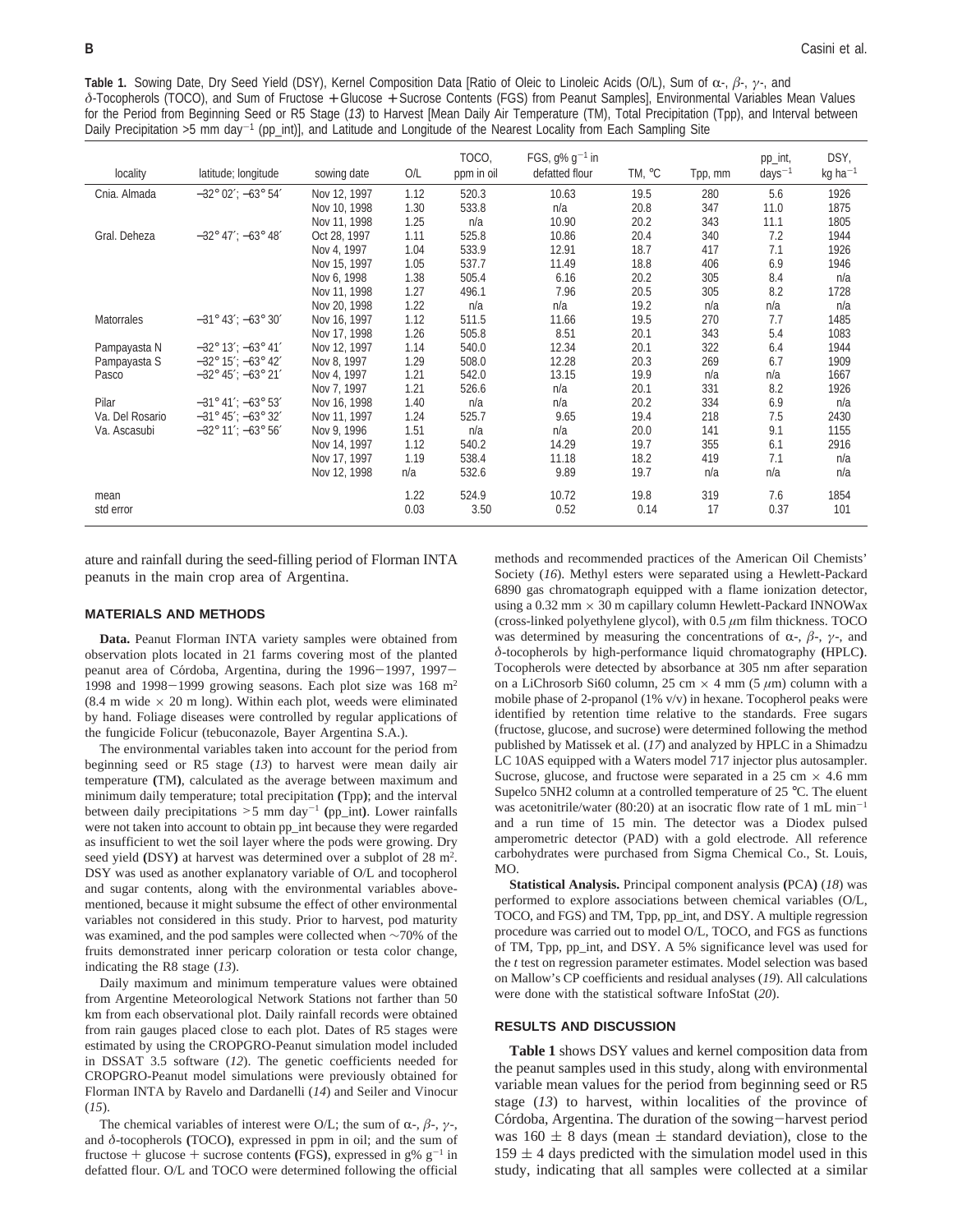**Table 1.** Sowing Date, Dry Seed Yield (DSY), Kernel Composition Data [Ratio of Oleic to Linoleic Acids (O/L), Sum of α-, β-, γ-, and δ-Tocopherols (TOCO), and Sum of Fructose + Glucose + Sucrose Contents (FGS) from Peanut Samples], Environmental Variables Mean Values for the Period from Beginning Seed or R5 Stage (*13*) to Harvest [Mean Daily Air Temperature (TM), Total Precipitation (Tpp), and Interval between Daily Precipitation >5 mm day$^{-1}$ (pp_int)], and Latitude and Longitude of the Nearest Locality from Each Sampling Site

| locality | latitude; longitude | sowing date | O/L | TOCO, ppm in oil | FGS, g% g$^{-1}$ in defatted flour | TM, °C | Tpp, mm | pp_int, days$^{-1}$ | DSY, kg ha$^{-1}$ |
|---|---|---|---|---|---|---|---|---|---|
| Cnia. Almada | −32° 02′; −63° 54′ | Nov 12, 1997 | 1.12 | 520.3 | 10.63 | 19.5 | 280 | 5.6 | 1926 |
| | | Nov 10, 1998 | 1.30 | 533.8 | n/a | 20.8 | 347 | 11.0 | 1875 |
| | | Nov 11, 1998 | 1.25 | n/a | 10.90 | 20.2 | 343 | 11.1 | 1805 |
| Gral. Deheza | −32° 47′; −63° 48′ | Oct 28, 1997 | 1.11 | 525.8 | 10.86 | 20.4 | 340 | 7.2 | 1944 |
| | | Nov 4, 1997 | 1.04 | 533.9 | 12.91 | 18.7 | 417 | 7.1 | 1926 |
| | | Nov 15, 1997 | 1.05 | 537.7 | 11.49 | 18.8 | 406 | 6.9 | 1946 |
| | | Nov 6, 1998 | 1.38 | 505.4 | 6.16 | 20.2 | 305 | 8.4 | n/a |
| | | Nov 11, 1998 | 1.27 | 496.1 | 7.96 | 20.5 | 305 | 8.2 | 1728 |
| | | Nov 20, 1998 | 1.22 | n/a | n/a | 19.2 | n/a | n/a | n/a |
| Matorrales | −31° 43′; −63° 30′ | Nov 16, 1997 | 1.12 | 511.5 | 11.66 | 19.5 | 270 | 7.7 | 1485 |
| | | Nov 17, 1998 | 1.26 | 505.8 | 8.51 | 20.1 | 343 | 5.4 | 1083 |
| Pampayasta N | −32° 13′; −63° 41′ | Nov 12, 1997 | 1.14 | 540.0 | 12.34 | 20.1 | 322 | 6.4 | 1944 |
| Pampayasta S | −32° 15′; −63° 42′ | Nov 8, 1997 | 1.29 | 508.0 | 12.28 | 20.3 | 269 | 6.7 | 1909 |
| Pasco | −32° 45′; −63° 21′ | Nov 4, 1997 | 1.21 | 542.0 | 13.15 | 19.9 | n/a | n/a | 1667 |
| | | Nov 7, 1997 | 1.21 | 526.6 | n/a | 20.1 | 331 | 8.2 | 1926 |
| Pilar | −31° 41′; −63° 53′ | Nov 16, 1998 | 1.40 | n/a | n/a | 20.2 | 334 | 6.9 | n/a |
| Va. Del Rosario | −31° 45′; −63° 32′ | Nov 11, 1997 | 1.24 | 525.7 | 9.65 | 19.4 | 218 | 7.5 | 2430 |
| Va. Ascasubi | −32° 11′; −63° 56′ | Nov 9, 1996 | 1.51 | n/a | n/a | 20.0 | 141 | 9.1 | 1155 |
| | | Nov 14, 1997 | 1.12 | 540.2 | 14.29 | 19.7 | 355 | 6.1 | 2916 |
| | | Nov 17, 1997 | 1.19 | 538.4 | 11.18 | 18.2 | 419 | 7.1 | n/a |
| | | Nov 12, 1998 | n/a | 532.6 | 9.89 | 19.7 | n/a | n/a | n/a |
| mean | | | 1.22 | 524.9 | 10.72 | 19.8 | 319 | 7.6 | 1854 |
| std error | | | 0.03 | 3.50 | 0.52 | 0.14 | 17 | 0.37 | 101 |

ature and rainfall during the seed-filling period of Florman INTA peanuts in the main crop area of Argentina.

## MATERIALS AND METHODS

**Data.** Peanut Florman INTA variety samples were obtained from observation plots located in 21 farms covering most of the planted peanut area of Córdoba, Argentina, during the 1996−1997, 1997−1998 and 1998−1999 growing seasons. Each plot size was 168 m$^2$ (8.4 m wide × 20 m long). Within each plot, weeds were eliminated by hand. Foliage diseases were controlled by regular applications of the fungicide Folicur (tebuconazole, Bayer Argentina S.A.).

The environmental variables taken into account for the period from beginning seed or R5 stage (*13*) to harvest were mean daily air temperature **(**TM**)**, calculated as the average between maximum and minimum daily temperature; total precipitation **(**Tpp**)**; and the interval between daily precipitations >5 mm day$^{-1}$ **(**pp_int**)**. Lower rainfalls were not taken into account to obtain pp_int because they were regarded as insufficient to wet the soil layer where the pods were growing. Dry seed yield **(**DSY**)** at harvest was determined over a subplot of 28 m$^2$. DSY was used as another explanatory variable of O/L and tocopherol and sugar contents, along with the environmental variables abovementioned, because it might subsume the effect of other environmental variables not considered in this study. Prior to harvest, pod maturity was examined, and the pod samples were collected when ∼70% of the fruits demonstrated inner pericarp coloration or testa color change, indicating the R8 stage (*13*).

Daily maximum and minimum temperature values were obtained from Argentine Meteorological Network Stations not farther than 50 km from each observational plot. Daily rainfall records were obtained from rain gauges placed close to each plot. Dates of R5 stages were estimated by using the CROPGRO-Peanut simulation model included in DSSAT 3.5 software (*12*). The genetic coefficients needed for CROPGRO-Peanut model simulations were previously obtained for Florman INTA by Ravelo and Dardanelli (*14*) and Seiler and Vinocur (*15*).

The chemical variables of interest were O/L; the sum of α-, β-, γ-, and δ-tocopherols **(**TOCO**)**, expressed in ppm in oil; and the sum of fructose + glucose + sucrose contents **(**FGS**)**, expressed in g% g$^{-1}$ in defatted flour. O/L and TOCO were determined following the official methods and recommended practices of the American Oil Chemists' Society (*16*). Methyl esters were separated using a Hewlett-Packard 6890 gas chromatograph equipped with a flame ionization detector, using a 0.32 mm × 30 m capillary column Hewlett-Packard INNOWax (cross-linked polyethylene glycol), with 0.5 μm film thickness. TOCO was determined by measuring the concentrations of α-, β-, γ-, and δ-tocopherols by high-performance liquid chromatography **(**HPLC**)**. Tocopherols were detected by absorbance at 305 nm after separation on a LiChrosorb Si60 column, 25 cm × 4 mm (5 μm) column with a mobile phase of 2-propanol (1% v/v) in hexane. Tocopherol peaks were identified by retention time relative to the standards. Free sugars (fructose, glucose, and sucrose) were determined following the method published by Matissek et al. (*17*) and analyzed by HPLC in a Shimadzu LC 10AS equipped with a Waters model 717 injector plus autosampler. Sucrose, glucose, and fructose were separated in a 25 cm × 4.6 mm Supelco 5NH2 column at a controlled temperature of 25 °C. The eluent was acetonitrile/water (80:20) at an isocratic flow rate of 1 mL min$^{-1}$ and a run time of 15 min. The detector was a Diodex pulsed amperometric detector (PAD) with a gold electrode. All reference carbohydrates were purchased from Sigma Chemical Co., St. Louis, MO.

**Statistical Analysis.** Principal component analysis **(**PCA**)** (*18*) was performed to explore associations between chemical variables (O/L, TOCO, and FGS) and TM, Tpp, pp_int, and DSY. A multiple regression procedure was carried out to model O/L, TOCO, and FGS as functions of TM, Tpp, pp_int, and DSY. A 5% significance level was used for the *t* test on regression parameter estimates. Model selection was based on Mallow's CP coefficients and residual analyses (*19*). All calculations were done with the statistical software InfoStat (*20*).

## RESULTS AND DISCUSSION

**Table 1** shows DSY values and kernel composition data from the peanut samples used in this study, along with environmental variable mean values for the period from beginning seed or R5 stage (*13*) to harvest, within localities of the province of Córdoba, Argentina. The duration of the sowing−harvest period was 160 ± 8 days (mean ± standard deviation), close to the 159 ± 4 days predicted with the simulation model used in this study, indicating that all samples were collected at a similar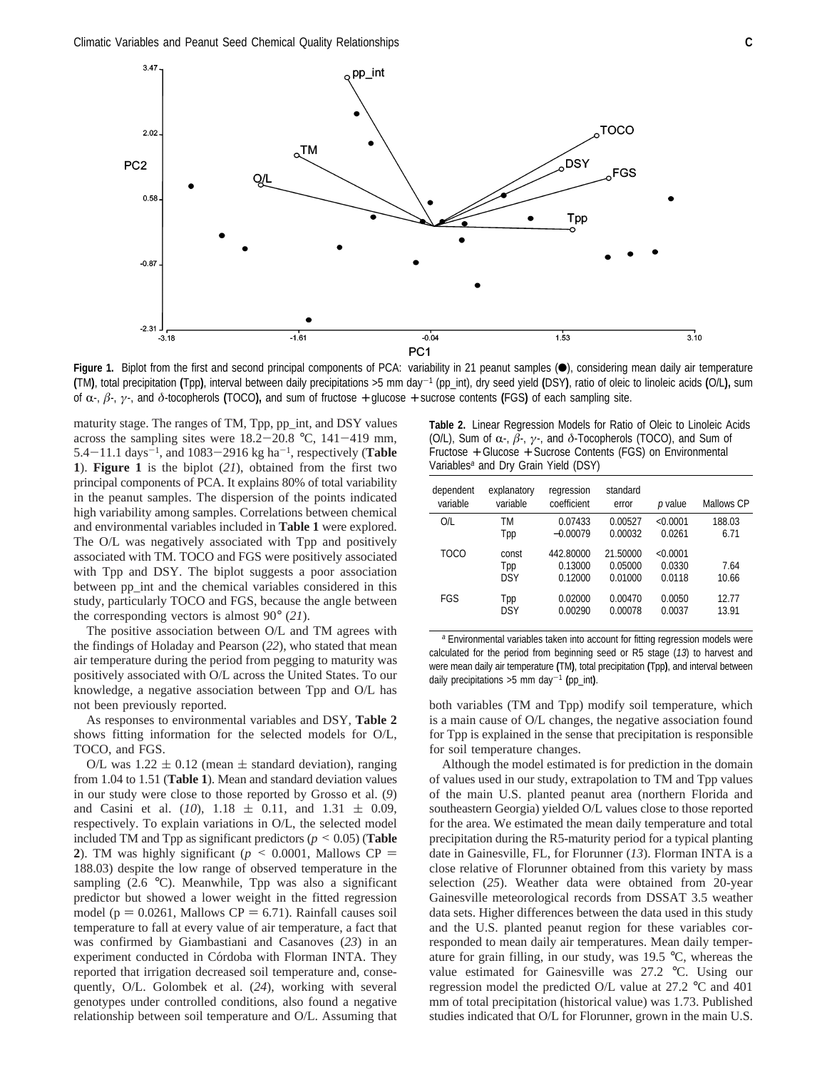**Figure 1.** Biplot from the first and second principal components of PCA: variability in 21 peanut samples (●), considering mean daily air temperature (TM), total precipitation (Tpp), interval between daily precipitations >5 mm day$^{-1}$ (pp_int), dry seed yield (DSY), ratio of oleic to linoleic acids (O/L), sum of $\alpha$-, $\beta$-, $\gamma$-, and $\delta$-tocopherols (TOCO), and sum of fructose + glucose + sucrose contents (FGS) of each sampling site.

maturity stage. The ranges of TM, Tpp, pp_int, and DSY values across the sampling sites were 18.2−20.8 °C, 141−419 mm, 5.4−11.1 days$^{-1}$, and 1083−2916 kg ha$^{-1}$, respectively (**Table 1**). **Figure 1** is the biplot (*21*), obtained from the first two principal components of PCA. It explains 80% of total variability in the peanut samples. The dispersion of the points indicated high variability among samples. Correlations between chemical and environmental variables included in **Table 1** were explored. The O/L was negatively associated with Tpp and positively associated with TM. TOCO and FGS were positively associated with Tpp and DSY. The biplot suggests a poor association between pp_int and the chemical variables considered in this study, particularly TOCO and FGS, because the angle between the corresponding vectors is almost 90° (*21*).

The positive association between O/L and TM agrees with the findings of Holaday and Pearson (*22*), who stated that mean air temperature during the period from pegging to maturity was positively associated with O/L across the United States. To our knowledge, a negative association between Tpp and O/L has not been previously reported.

As responses to environmental variables and DSY, **Table 2** shows fitting information for the selected models for O/L, TOCO, and FGS.

O/L was 1.22 ± 0.12 (mean ± standard deviation), ranging from 1.04 to 1.51 (**Table 1**). Mean and standard deviation values in our study were close to those reported by Grosso et al. (*9*) and Casini et al. (*10*), 1.18 ± 0.11, and 1.31 ± 0.09, respectively. To explain variations in O/L, the selected model included TM and Tpp as significant predictors ($p < 0.05$) (**Table 2**). TM was highly significant ($p < 0.0001$, Mallows CP = 188.03) despite the low range of observed temperature in the sampling (2.6 °C). Meanwhile, Tpp was also a significant predictor but showed a lower weight in the fitted regression model ($p = 0.0261$, Mallows CP = 6.71). Rainfall causes soil temperature to fall at every value of air temperature, a fact that was confirmed by Giambastiani and Casanoves (*23*) in an experiment conducted in Córdoba with Florman INTA. They reported that irrigation decreased soil temperature and, consequently, O/L. Golombek et al. (*24*), working with several genotypes under controlled conditions, also found a negative relationship between soil temperature and O/L. Assuming that

**Table 2.** Linear Regression Models for Ratio of Oleic to Linoleic Acids (O/L), Sum of $\alpha$-, $\beta$-, $\gamma$-, and $\delta$-Tocopherols (TOCO), and Sum of Fructose + Glucose + Sucrose Contents (FGS) on Environmental Variables[a] and Dry Grain Yield (DSY)

| dependent variable | explanatory variable | regression coefficient | standard error | *p* value | Mallows CP |
|---|---|---|---|---|---|
| O/L | TM | 0.07433 | 0.00527 | <0.0001 | 188.03 |
| | Tpp | −0.00079 | 0.00032 | 0.0261 | 6.71 |
| TOCO | const | 442.80000 | 21.50000 | <0.0001 | |
| | Tpp | 0.13000 | 0.05000 | 0.0330 | 7.64 |
| | DSY | 0.12000 | 0.01000 | 0.0118 | 10.66 |
| FGS | Tpp | 0.02000 | 0.00470 | 0.0050 | 12.77 |
| | DSY | 0.00290 | 0.00078 | 0.0037 | 13.91 |

[a] Environmental variables taken into account for fitting regression models were calculated for the period from beginning seed or R5 stage (*13*) to harvest and were mean daily air temperature (TM), total precipitation (Tpp), and interval between daily precipitations >5 mm day$^{-1}$ (pp_int).

both variables (TM and Tpp) modify soil temperature, which is a main cause of O/L changes, the negative association found for Tpp is explained in the sense that precipitation is responsible for soil temperature changes.

Although the model estimated is for prediction in the domain of values used in our study, extrapolation to TM and Tpp values of the main U.S. planted peanut area (northern Florida and southeastern Georgia) yielded O/L values close to those reported for the area. We estimated the mean daily temperature and total precipitation during the R5-maturity period for a typical planting date in Gainesville, FL, for Florunner (*13*). Florman INTA is a close relative of Florunner obtained from this variety by mass selection (*25*). Weather data were obtained from 20-year Gainesville meteorological records from DSSAT 3.5 weather data sets. Higher differences between the data used in this study and the U.S. planted peanut region for these variables corresponded to mean daily air temperatures. Mean daily temperature for grain filling, in our study, was 19.5 °C, whereas the value estimated for Gainesville was 27.2 °C. Using our regression model the predicted O/L value at 27.2 °C and 401 mm of total precipitation (historical value) was 1.73. Published studies indicated that O/L for Florunner, grown in the main U.S.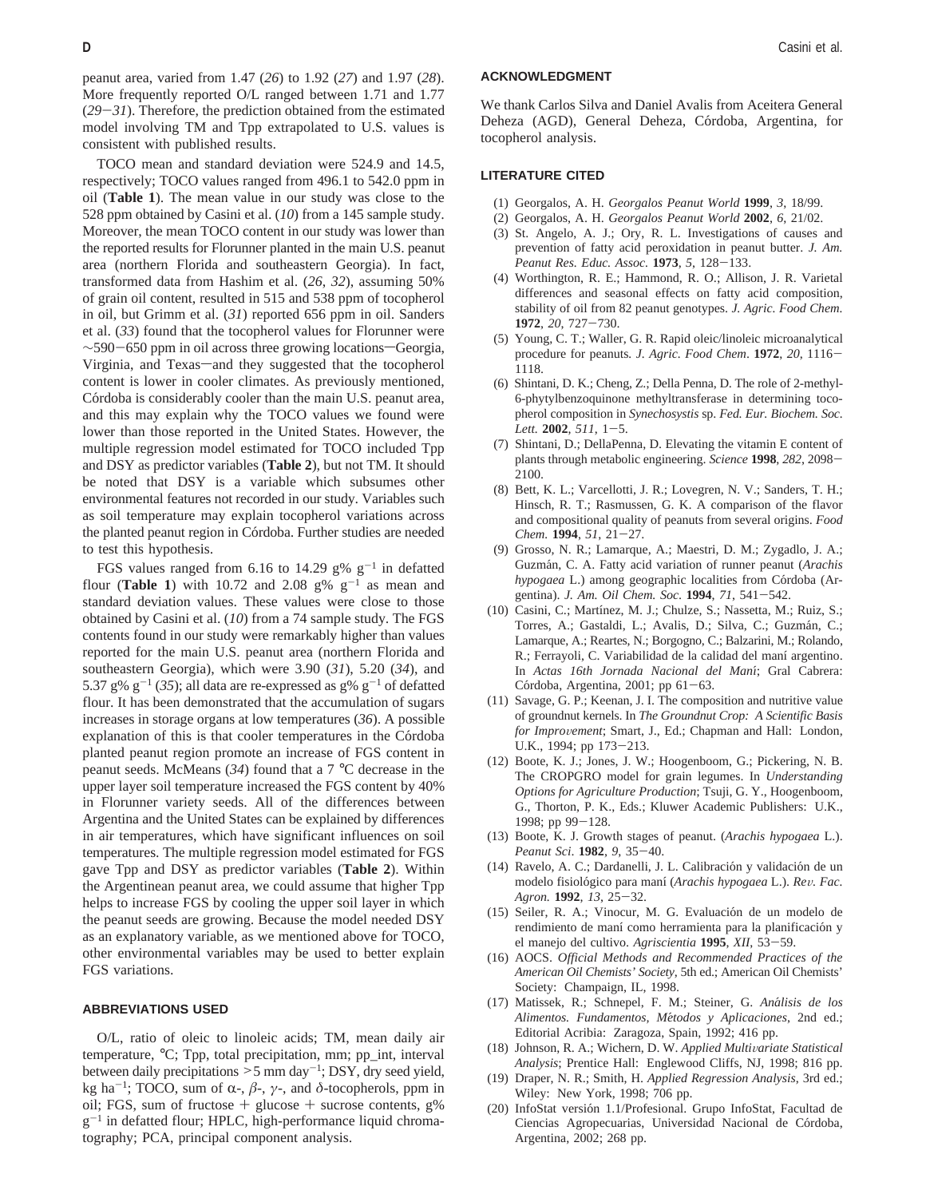peanut area, varied from 1.47 (*26*) to 1.92 (*27*) and 1.97 (*28*). More frequently reported O/L ranged between 1.71 and 1.77 (*29*−*31*). Therefore, the prediction obtained from the estimated model involving TM and Tpp extrapolated to U.S. values is consistent with published results.

TOCO mean and standard deviation were 524.9 and 14.5, respectively; TOCO values ranged from 496.1 to 542.0 ppm in oil (**Table 1**). The mean value in our study was close to the 528 ppm obtained by Casini et al. (*10*) from a 145 sample study. Moreover, the mean TOCO content in our study was lower than the reported results for Florunner planted in the main U.S. peanut area (northern Florida and southeastern Georgia). In fact, transformed data from Hashim et al. (*26*, *32*), assuming 50% of grain oil content, resulted in 515 and 538 ppm of tocopherol in oil, but Grimm et al. (*31*) reported 656 ppm in oil. Sanders et al. (*33*) found that the tocopherol values for Florunner were ∼590−650 ppm in oil across three growing locations—Georgia, Virginia, and Texas—and they suggested that the tocopherol content is lower in cooler climates. As previously mentioned, Córdoba is considerably cooler than the main U.S. peanut area, and this may explain why the TOCO values we found were lower than those reported in the United States. However, the multiple regression model estimated for TOCO included Tpp and DSY as predictor variables (**Table 2**), but not TM. It should be noted that DSY is a variable which subsumes other environmental features not recorded in our study. Variables such as soil temperature may explain tocopherol variations across the planted peanut region in Córdoba. Further studies are needed to test this hypothesis.

FGS values ranged from 6.16 to 14.29 g% $g^{-1}$ in defatted flour (**Table 1**) with 10.72 and 2.08 g% $g^{-1}$ as mean and standard deviation values. These values were close to those obtained by Casini et al. (*10*) from a 74 sample study. The FGS contents found in our study were remarkably higher than values reported for the main U.S. peanut area (northern Florida and southeastern Georgia), which were 3.90 (*31*), 5.20 (*34*), and 5.37 g% $g^{-1}$ (*35*); all data are re-expressed as g% $g^{-1}$ of defatted flour. It has been demonstrated that the accumulation of sugars increases in storage organs at low temperatures (*36*). A possible explanation of this is that cooler temperatures in the Córdoba planted peanut region promote an increase of FGS content in peanut seeds. McMeans (*34*) found that a 7 °C decrease in the upper layer soil temperature increased the FGS content by 40% in Florunner variety seeds. All of the differences between Argentina and the United States can be explained by differences in air temperatures, which have significant influences on soil temperatures. The multiple regression model estimated for FGS gave Tpp and DSY as predictor variables (**Table 2**). Within the Argentinean peanut area, we could assume that higher Tpp helps to increase FGS by cooling the upper soil layer in which the peanut seeds are growing. Because the model needed DSY as an explanatory variable, as we mentioned above for TOCO, other environmental variables may be used to better explain FGS variations.

## ABBREVIATIONS USED

O/L, ratio of oleic to linoleic acids; TM, mean daily air temperature, °C; Tpp, total precipitation, mm; pp_int, interval between daily precipitations >5 mm $day^{-1}$; DSY, dry seed yield, kg $ha^{-1}$; TOCO, sum of α-, β-, γ-, and δ-tocopherols, ppm in oil; FGS, sum of fructose + glucose + sucrose contents, g% $g^{-1}$ in defatted flour; HPLC, high-performance liquid chromatography; PCA, principal component analysis.

## ACKNOWLEDGMENT

We thank Carlos Silva and Daniel Avalis from Aceitera General Deheza (AGD), General Deheza, Córdoba, Argentina, for tocopherol analysis.

## LITERATURE CITED

(1) Georgalos, A. H. *Georgalos Peanut World* **1999**, *3*, 18/99.
(2) Georgalos, A. H. *Georgalos Peanut World* **2002**, *6*, 21/02.
(3) St. Angelo, A. J.; Ory, R. L. Investigations of causes and prevention of fatty acid peroxidation in peanut butter. *J. Am. Peanut Res. Educ. Assoc.* **1973**, *5*, 128−133.
(4) Worthington, R. E.; Hammond, R. O.; Allison, J. R. Varietal differences and seasonal effects on fatty acid composition, stability of oil from 82 peanut genotypes. *J. Agric. Food Chem.* **1972**, *20*, 727−730.
(5) Young, C. T.; Waller, G. R. Rapid oleic/linoleic microanalytical procedure for peanuts. *J. Agric. Food Chem*. **1972**, *20*, 1116−1118.
(6) Shintani, D. K.; Cheng, Z.; Della Penna, D. The role of 2-methyl-6-phytylbenzoquinone methyltransferase in determining tocopherol composition in *Synechocystis* sp. *Fed. Eur. Biochem. Soc. Lett.* **2002**, *511*, 1−5.
(7) Shintani, D.; DellaPenna, D. Elevating the vitamin E content of plants through metabolic engineering. *Science* **1998**, *282*, 2098−2100.
(8) Bett, K. L.; Varcellotti, J. R.; Lovegren, N. V.; Sanders, T. H.; Hinsch, R. T.; Rasmussen, G. K. A comparison of the flavor and compositional quality of peanuts from several origins. *Food Chem.* **1994**, *51*, 21−27.
(9) Grosso, N. R.; Lamarque, A.; Maestri, D. M.; Zygadlo, J. A.; Guzmán, C. A. Fatty acid variation of runner peanut (*Arachis hypogaea* L.) among geographic localities from Córdoba (Argentina). *J. Am. Oil Chem. Soc.* **1994**, *71*, 541−542.
(10) Casini, C.; Martínez, M. J.; Chulze, S.; Nassetta, M.; Ruiz, S.; Torres, A.; Gastaldi, L.; Avalis, D.; Silva, C.; Guzmán, C.; Lamarque, A.; Reartes, N.; Borgogno, C.; Balzarini, M.; Rolando, R.; Ferrayoli, C. Variabilidad de la calidad del maní argentino. In *Actas 16th Jornada Nacional del Maní*; Gral Cabrera: Córdoba, Argentina, 2001; pp 61−63.
(11) Savage, G. P.; Keenan, J. I. The composition and nutritive value of groundnut kernels. In *The Groundnut Crop: A Scientific Basis for Improvement*; Smart, J., Ed.; Chapman and Hall: London, U.K., 1994; pp 173−213.
(12) Boote, K. J.; Jones, J. W.; Hoogenboom, G.; Pickering, N. B. The CROPGRO model for grain legumes. In *Understanding Options for Agriculture Production*; Tsuji, G. Y., Hoogenboom, G., Thorton, P. K., Eds.; Kluwer Academic Publishers: U.K., 1998; pp 99−128.
(13) Boote, K. J. Growth stages of peanut. (*Arachis hypogaea* L.). *Peanut Sci*. **1982**, *9*, 35−40.
(14) Ravelo, A. C.; Dardanelli, J. L. Calibración y validación de un modelo fisiológico para maní (*Arachis hypogaea* L.). *Rev. Fac. Agron.* **1992**, *13*, 25−32.
(15) Seiler, R. A.; Vinocur, M. G. Evaluación de un modelo de rendimiento de maní como herramienta para la planificación y el manejo del cultivo. *Agriscientia* **1995**, *XII*, 53−59.
(16) AOCS. *Official Methods and Recommended Practices of the American Oil Chemists' Society*, 5th ed.; American Oil Chemists' Society: Champaign, IL, 1998.
(17) Matissek, R.; Schnepel, F. M.; Steiner, G. *Análisis de los Alimentos. Fundamentos, Métodos y Aplicaciones*, 2nd ed.; Editorial Acribia: Zaragoza, Spain, 1992; 416 pp.
(18) Johnson, R. A.; Wichern, D. W. *Applied Multivariate Statistical Analysis*; Prentice Hall: Englewood Cliffs, NJ, 1998; 816 pp.
(19) Draper, N. R.; Smith, H. *Applied Regression Analysis*, 3rd ed.; Wiley: New York, 1998; 706 pp.
(20) InfoStat versión 1.1/Profesional. Grupo InfoStat, Facultad de Ciencias Agropecuarias, Universidad Nacional de Córdoba, Argentina, 2002; 268 pp.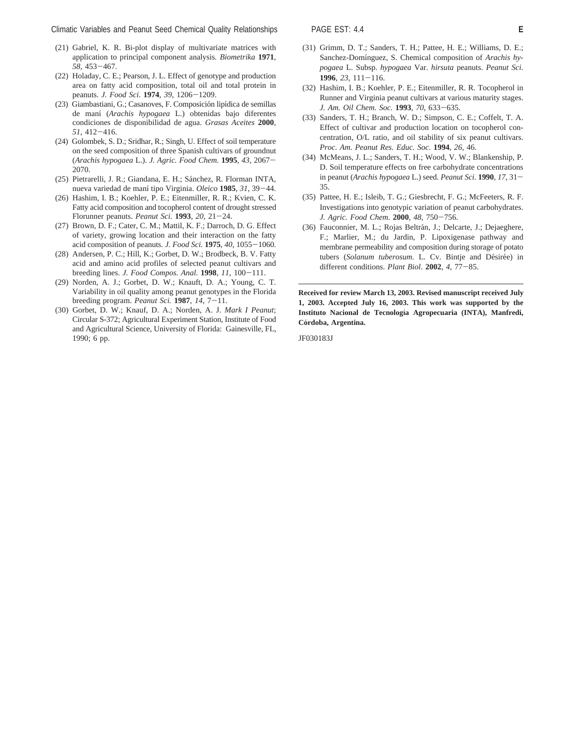(21) Gabriel, K. R. Bi-plot display of multivariate matrices with application to principal component analysis. *Biometrika* **1971**, *58*, 453−467.

(22) Holaday, C. E.; Pearson, J. L. Effect of genotype and production area on fatty acid composition, total oil and total protein in peanuts. *J. Food Sci.* **1974**, *39*, 1206−1209.

(23) Giambastiani, G.; Casanoves, F. Composición lipídica de semillas de maní (*Arachis hypogaea* L.) obtenidas bajo diferentes condiciones de disponibilidad de agua. *Grasas Aceites* **2000**, *51*, 412−416.

(24) Golombek, S. D.; Sridhar, R.; Singh, U. Effect of soil temperature on the seed composition of three Spanish cultivars of groundnut (*Arachis hypogaea* L.). *J. Agric. Food Chem.* **1995**, *43*, 2067−2070.

(25) Pietrarelli, J. R.; Giandana, E. H.; Sánchez, R. Florman INTA, nueva variedad de maní tipo Virginia. *Oleico* **1985**, *31*, 39−44.

(26) Hashim, I. B.; Koehler, P. E.; Eitenmiller, R. R.; Kvien, C. K. Fatty acid composition and tocopherol content of drought stressed Florunner peanuts. *Peanut Sci.* **1993**, *20*, 21−24.

(27) Brown, D. F.; Cater, C. M.; Mattil, K. F.; Darroch, D. G. Effect of variety, growing location and their interaction on the fatty acid composition of peanuts. *J. Food Sci.* **1975**, *40*, 1055−1060.

(28) Andersen, P. C.; Hill, K.; Gorbet, D. W.; Brodbeck, B. V. Fatty acid and amino acid profiles of selected peanut cultivars and breeding lines. *J. Food Compos. Anal.* **1998**, *11*, 100−111.

(29) Norden, A. J.; Gorbet, D. W.; Knauft, D. A.; Young, C. T. Variability in oil quality among peanut genotypes in the Florida breeding program. *Peanut Sci.* **1987**, *14*, 7−11.

(30) Gorbet, D. W.; Knauf, D. A.; Norden, A. J. *Mark I Peanut*; Circular S-372; Agricultural Experiment Station, Institute of Food and Agricultural Science, University of Florida: Gainesville, FL, 1990; 6 pp.

(31) Grimm, D. T.; Sanders, T. H.; Pattee, H. E.; Williams, D. E.; Sanchez-Domínguez, S. Chemical composition of *Arachis hypogaea* L. Subsp. *hypogaea* Var. *hirsuta* peanuts. *Peanut Sci.* **1996**, *23*, 111−116.

(32) Hashim, I. B.; Koehler, P. E.; Eitenmiller, R. R. Tocopherol in Runner and Virginia peanut cultivars at various maturity stages. *J. Am. Oil Chem. Soc.* **1993**, *70*, 633−635.

(33) Sanders, T. H.; Branch, W. D.; Simpson, C. E.; Coffelt, T. A. Effect of cultivar and production location on tocopherol concentration, O/L ratio, and oil stability of six peanut cultivars. *Proc. Am. Peanut Res. Educ. Soc.* **1994**, *26*, 46.

(34) McMeans, J. L.; Sanders, T. H.; Wood, V. W.; Blankenship, P. D. Soil temperature effects on free carbohydrate concentrations in peanut (*Arachis hypogaea* L.) seed. *Peanut Sci.* **1990**, *17*, 31−35.

(35) Pattee, H. E.; Isleib, T. G.; Giesbrecht, F. G.; McFeeters, R. F. Investigations into genotypic variation of peanut carbohydrates. *J. Agric. Food Chem.* **2000**, *48*, 750−756.

(36) Fauconnier, M. L.; Rojas Beltrán, J.; Delcarte, J.; Dejaeghere, F.; Marlier, M.; du Jardin, P. Lipoxigenase pathway and membrane permeability and composition during storage of potato tubers (*Solanum tuberosum*. L. Cv. Bintje and Désirée) in different conditions. *Plant Biol*. **2002**, *4*, 77−85.

---

**Received for review March 13, 2003. Revised manuscript received July 1, 2003. Accepted July 16, 2003. This work was supported by the Instituto Nacional de Tecnología Agropecuaria (INTA), Manfredi, Córdoba, Argentina.**

JF030183J